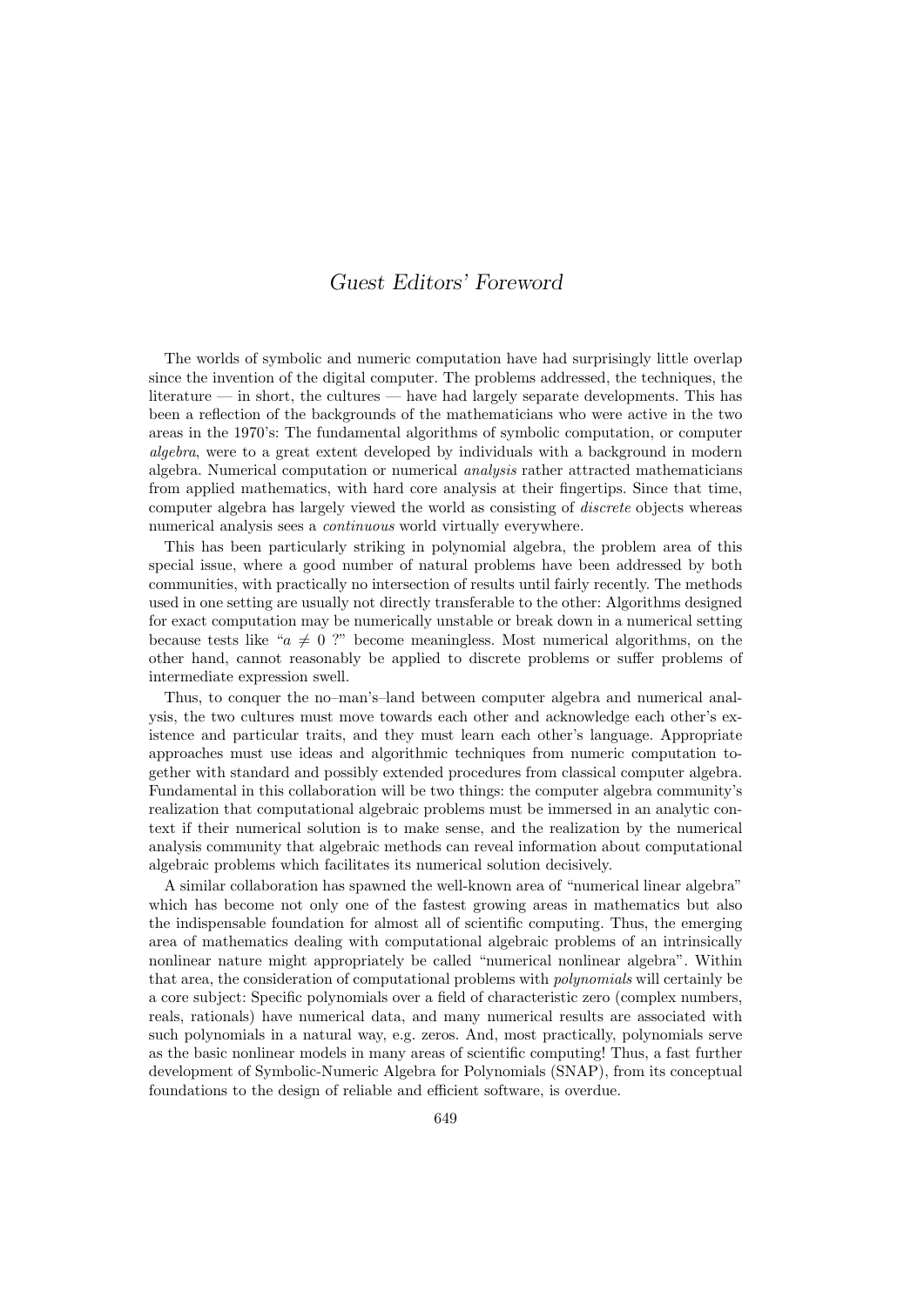# *Guest Editors' Foreword*

The worlds of symbolic and numeric computation have had surprisingly little overlap since the invention of the digital computer. The problems addressed, the techniques, the literature — in short, the cultures — have had largely separate developments. This has been a reflection of the backgrounds of the mathematicians who were active in the two areas in the 1970's: The fundamental algorithms of symbolic computation, or computer *algebra*, were to a great extent developed by individuals with a background in modern algebra. Numerical computation or numerical *analysis* rather attracted mathematicians from applied mathematics, with hard core analysis at their fingertips. Since that time, computer algebra has largely viewed the world as consisting of *discrete* objects whereas numerical analysis sees a *continuous* world virtually everywhere.

This has been particularly striking in polynomial algebra, the problem area of this special issue, where a good number of natural problems have been addressed by both communities, with practically no intersection of results until fairly recently. The methods used in one setting are usually not directly transferable to the other: Algorithms designed for exact computation may be numerically unstable or break down in a numerical setting because tests like "$a \neq 0$ ?" become meaningless. Most numerical algorithms, on the other hand, cannot reasonably be applied to discrete problems or suffer problems of intermediate expression swell.

Thus, to conquer the no–man's–land between computer algebra and numerical analysis, the two cultures must move towards each other and acknowledge each other's existence and particular traits, and they must learn each other's language. Appropriate approaches must use ideas and algorithmic techniques from numeric computation together with standard and possibly extended procedures from classical computer algebra. Fundamental in this collaboration will be two things: the computer algebra community's realization that computational algebraic problems must be immersed in an analytic context if their numerical solution is to make sense, and the realization by the numerical analysis community that algebraic methods can reveal information about computational algebraic problems which facilitates its numerical solution decisively.

A similar collaboration has spawned the well-known area of "numerical linear algebra" which has become not only one of the fastest growing areas in mathematics but also the indispensable foundation for almost all of scientific computing. Thus, the emerging area of mathematics dealing with computational algebraic problems of an intrinsically nonlinear nature might appropriately be called "numerical nonlinear algebra". Within that area, the consideration of computational problems with *polynomials* will certainly be a core subject: Specific polynomials over a field of characteristic zero (complex numbers, reals, rationals) have numerical data, and many numerical results are associated with such polynomials in a natural way, e.g. zeros. And, most practically, polynomials serve as the basic nonlinear models in many areas of scientific computing! Thus, a fast further development of Symbolic-Numeric Algebra for Polynomials (SNAP), from its conceptual foundations to the design of reliable and efficient software, is overdue.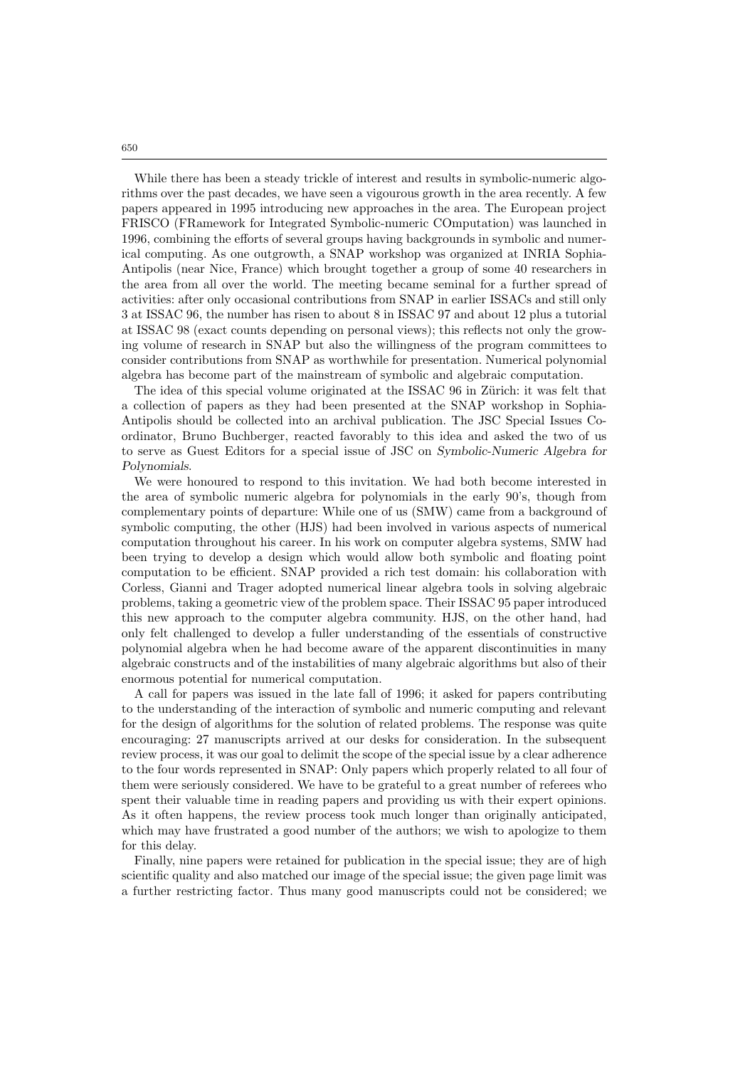While there has been a steady trickle of interest and results in symbolic-numeric algorithms over the past decades, we have seen a vigourous growth in the area recently. A few papers appeared in 1995 introducing new approaches in the area. The European project FRISCO (FRamework for Integrated Symbolic-numeric COmputation) was launched in 1996, combining the efforts of several groups having backgrounds in symbolic and numerical computing. As one outgrowth, a SNAP workshop was organized at INRIA Sophia-Antipolis (near Nice, France) which brought together a group of some 40 researchers in the area from all over the world. The meeting became seminal for a further spread of activities: after only occasional contributions from SNAP in earlier ISSACs and still only 3 at ISSAC 96, the number has risen to about 8 in ISSAC 97 and about 12 plus a tutorial at ISSAC 98 (exact counts depending on personal views); this reflects not only the growing volume of research in SNAP but also the willingness of the program committees to consider contributions from SNAP as worthwhile for presentation. Numerical polynomial algebra has become part of the mainstream of symbolic and algebraic computation.

The idea of this special volume originated at the ISSAC 96 in Zürich: it was felt that a collection of papers as they had been presented at the SNAP workshop in Sophia-Antipolis should be collected into an archival publication. The JSC Special Issues Coordinator, Bruno Buchberger, reacted favorably to this idea and asked the two of us to serve as Guest Editors for a special issue of JSC on *Symbolic-Numeric Algebra for Polynomials*.

We were honoured to respond to this invitation. We had both become interested in the area of symbolic numeric algebra for polynomials in the early 90's, though from complementary points of departure: While one of us (SMW) came from a background of symbolic computing, the other (HJS) had been involved in various aspects of numerical computation throughout his career. In his work on computer algebra systems, SMW had been trying to develop a design which would allow both symbolic and floating point computation to be efficient. SNAP provided a rich test domain: his collaboration with Corless, Gianni and Trager adopted numerical linear algebra tools in solving algebraic problems, taking a geometric view of the problem space. Their ISSAC 95 paper introduced this new approach to the computer algebra community. HJS, on the other hand, had only felt challenged to develop a fuller understanding of the essentials of constructive polynomial algebra when he had become aware of the apparent discontinuities in many algebraic constructs and of the instabilities of many algebraic algorithms but also of their enormous potential for numerical computation.

A call for papers was issued in the late fall of 1996; it asked for papers contributing to the understanding of the interaction of symbolic and numeric computing and relevant for the design of algorithms for the solution of related problems. The response was quite encouraging: 27 manuscripts arrived at our desks for consideration. In the subsequent review process, it was our goal to delimit the scope of the special issue by a clear adherence to the four words represented in SNAP: Only papers which properly related to all four of them were seriously considered. We have to be grateful to a great number of referees who spent their valuable time in reading papers and providing us with their expert opinions. As it often happens, the review process took much longer than originally anticipated, which may have frustrated a good number of the authors; we wish to apologize to them for this delay.

Finally, nine papers were retained for publication in the special issue; they are of high scientific quality and also matched our image of the special issue; the given page limit was a further restricting factor. Thus many good manuscripts could not be considered; we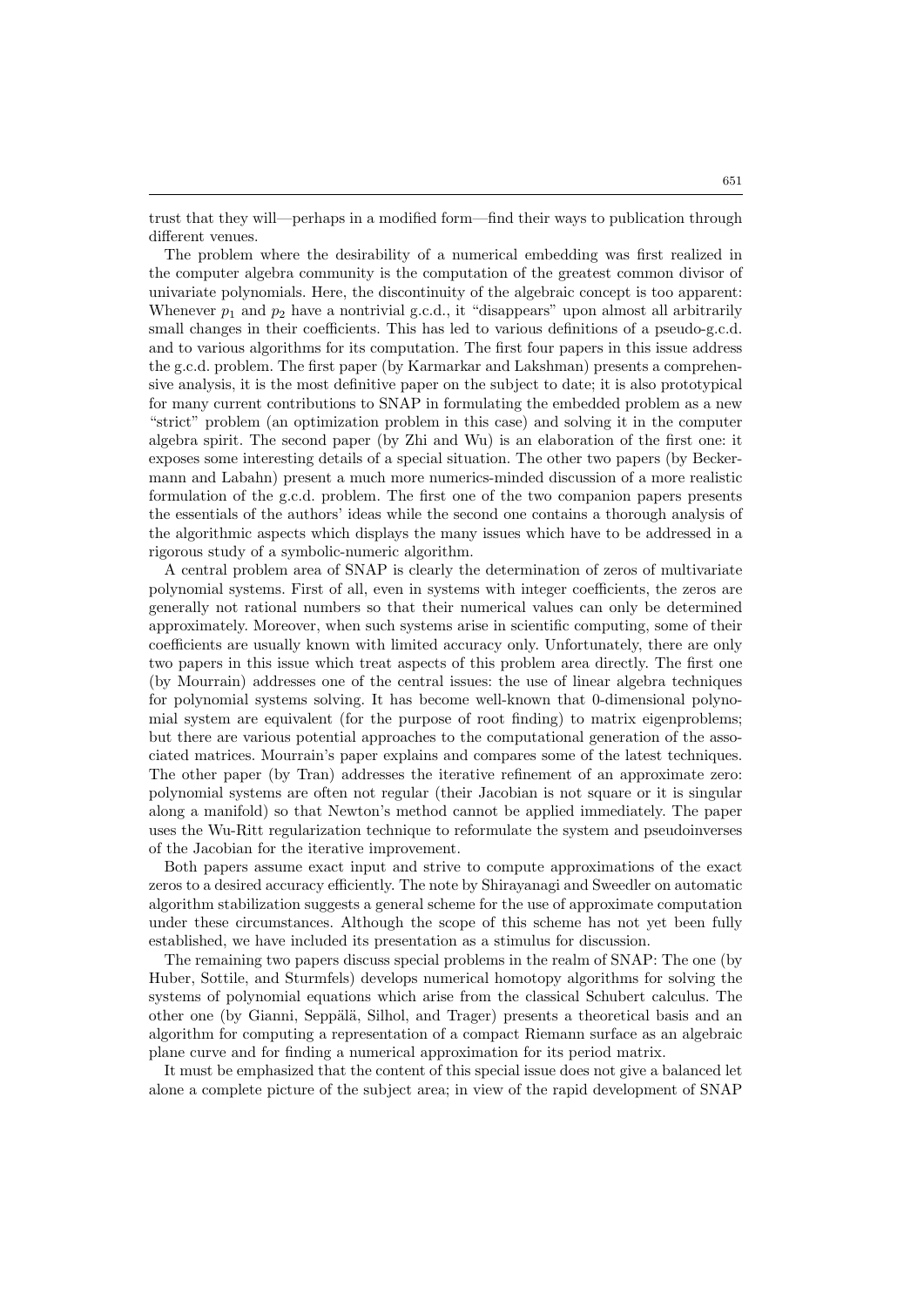trust that they will—perhaps in a modified form—find their ways to publication through different venues.

The problem where the desirability of a numerical embedding was first realized in the computer algebra community is the computation of the greatest common divisor of univariate polynomials. Here, the discontinuity of the algebraic concept is too apparent: Whenever $p_1$ and $p_2$ have a nontrivial g.c.d., it "disappears" upon almost all arbitrarily small changes in their coefficients. This has led to various definitions of a pseudo-g.c.d. and to various algorithms for its computation. The first four papers in this issue address the g.c.d. problem. The first paper (by Karmarkar and Lakshman) presents a comprehensive analysis, it is the most definitive paper on the subject to date; it is also prototypical for many current contributions to SNAP in formulating the embedded problem as a new "strict" problem (an optimization problem in this case) and solving it in the computer algebra spirit. The second paper (by Zhi and Wu) is an elaboration of the first one: it exposes some interesting details of a special situation. The other two papers (by Beckermann and Labahn) present a much more numerics-minded discussion of a more realistic formulation of the g.c.d. problem. The first one of the two companion papers presents the essentials of the authors' ideas while the second one contains a thorough analysis of the algorithmic aspects which displays the many issues which have to be addressed in a rigorous study of a symbolic-numeric algorithm.

A central problem area of SNAP is clearly the determination of zeros of multivariate polynomial systems. First of all, even in systems with integer coefficients, the zeros are generally not rational numbers so that their numerical values can only be determined approximately. Moreover, when such systems arise in scientific computing, some of their coefficients are usually known with limited accuracy only. Unfortunately, there are only two papers in this issue which treat aspects of this problem area directly. The first one (by Mourrain) addresses one of the central issues: the use of linear algebra techniques for polynomial systems solving. It has become well-known that 0-dimensional polynomial system are equivalent (for the purpose of root finding) to matrix eigenproblems; but there are various potential approaches to the computational generation of the associated matrices. Mourrain's paper explains and compares some of the latest techniques. The other paper (by Tran) addresses the iterative refinement of an approximate zero: polynomial systems are often not regular (their Jacobian is not square or it is singular along a manifold) so that Newton's method cannot be applied immediately. The paper uses the Wu-Ritt regularization technique to reformulate the system and pseudoinverses of the Jacobian for the iterative improvement.

Both papers assume exact input and strive to compute approximations of the exact zeros to a desired accuracy efficiently. The note by Shirayanagi and Sweedler on automatic algorithm stabilization suggests a general scheme for the use of approximate computation under these circumstances. Although the scope of this scheme has not yet been fully established, we have included its presentation as a stimulus for discussion.

The remaining two papers discuss special problems in the realm of SNAP: The one (by Huber, Sottile, and Sturmfels) develops numerical homotopy algorithms for solving the systems of polynomial equations which arise from the classical Schubert calculus. The other one (by Gianni, Seppälä, Silhol, and Trager) presents a theoretical basis and an algorithm for computing a representation of a compact Riemann surface as an algebraic plane curve and for finding a numerical approximation for its period matrix.

It must be emphasized that the content of this special issue does not give a balanced let alone a complete picture of the subject area; in view of the rapid development of SNAP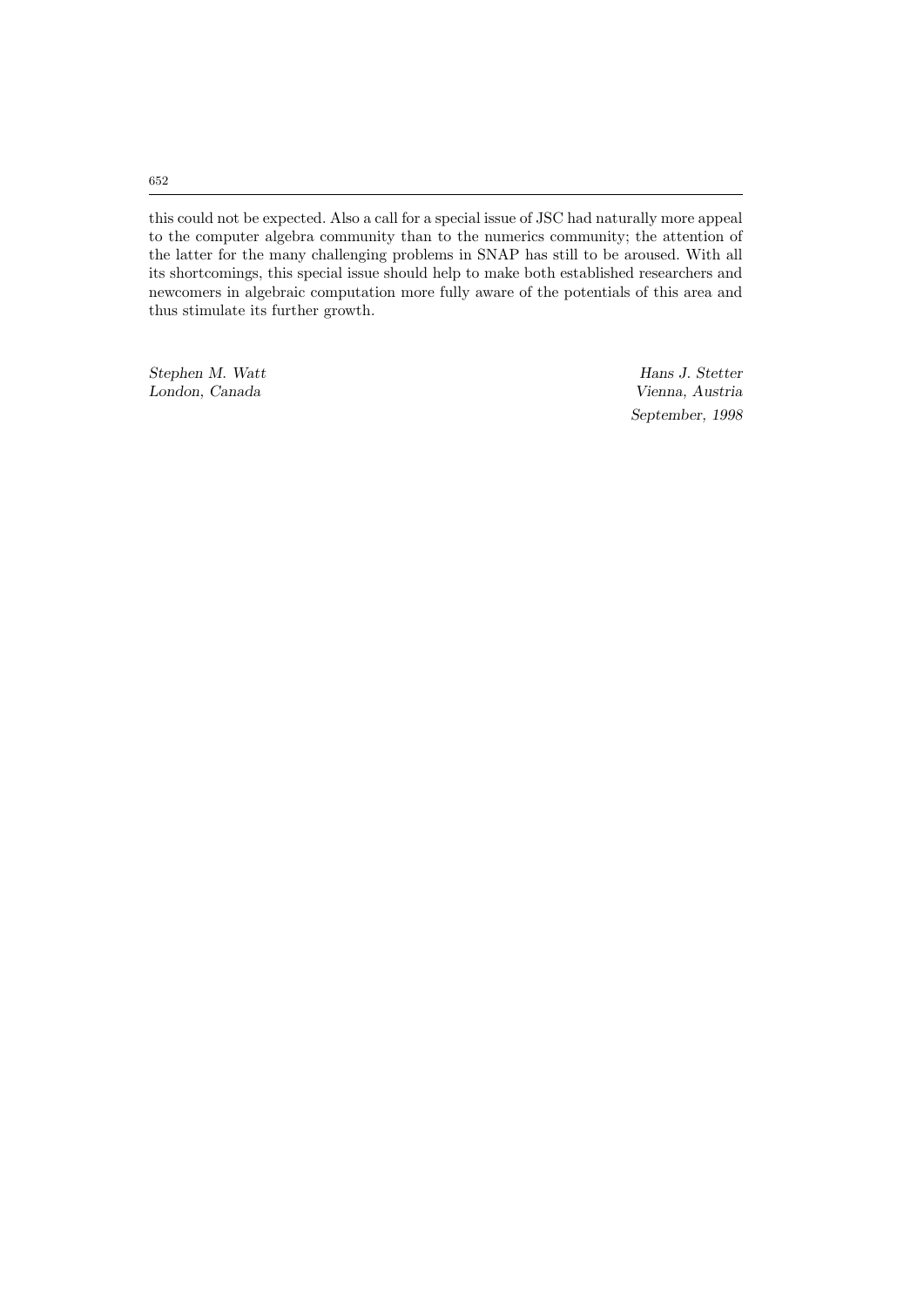this could not be expected. Also a call for a special issue of JSC had naturally more appeal to the computer algebra community than to the numerics community; the attention of the latter for the many challenging problems in SNAP has still to be aroused. With all its shortcomings, this special issue should help to make both established researchers and newcomers in algebraic computation more fully aware of the potentials of this area and thus stimulate its further growth.

*Stephen M. Watt*
*London, Canada*

*Hans J. Stetter*
*Vienna, Austria*
*September, 1998*